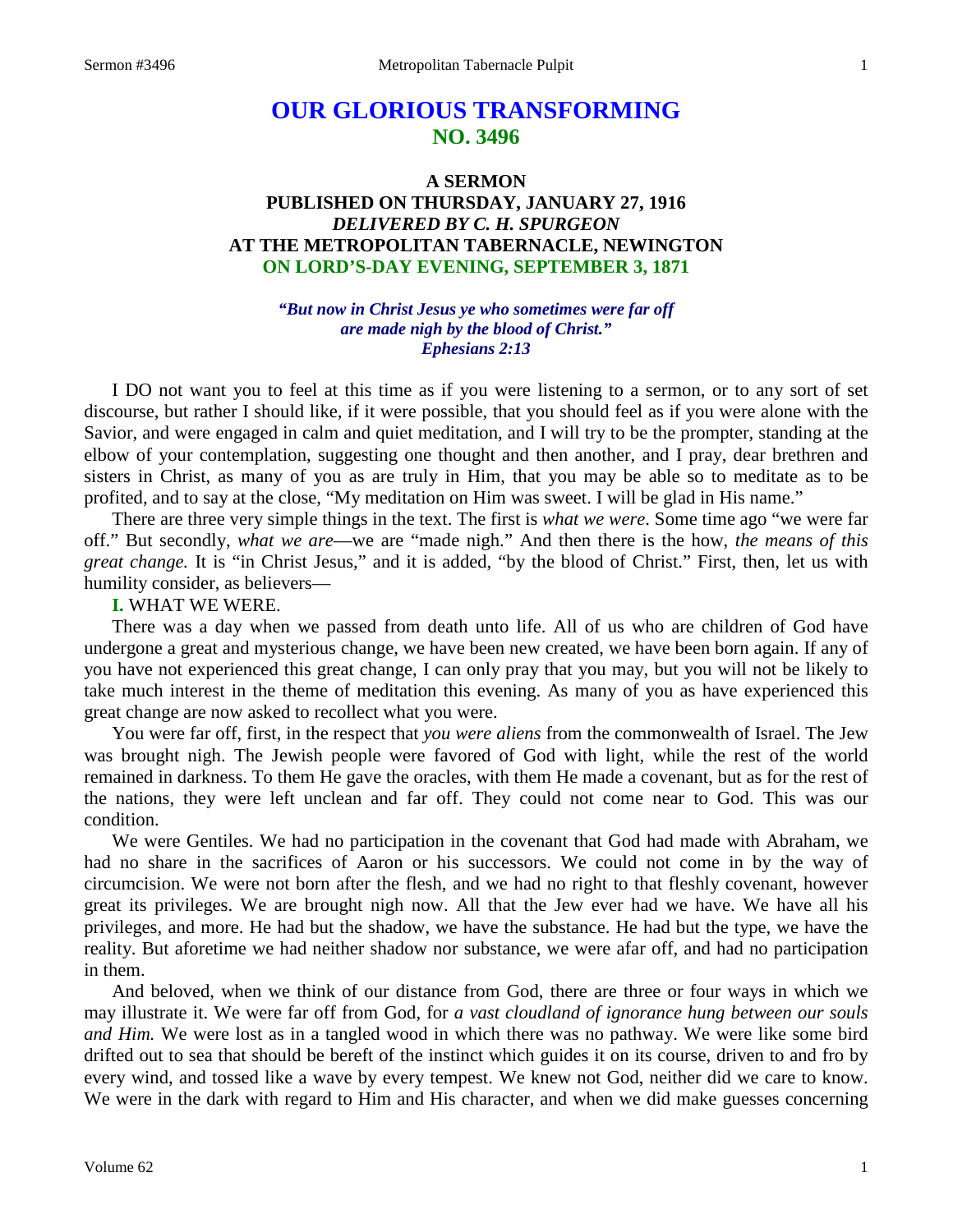# OUR GLORIOUS TRANSFORMING
## NO. 3496

### A SERMON
### PUBLISHED ON THURSDAY, JANUARY 27, 1916
### *DELIVERED BY C. H. SPURGEON*
### AT THE METROPOLITAN TABERNACLE, NEWINGTON
### ON LORD'S-DAY EVENING, SEPTEMBER 3, 1871

*"But now in Christ Jesus ye who sometimes were far off are made nigh by the blood of Christ."*
*Ephesians 2:13*

I DO not want you to feel at this time as if you were listening to a sermon, or to any sort of set discourse, but rather I should like, if it were possible, that you should feel as if you were alone with the Savior, and were engaged in calm and quiet meditation, and I will try to be the prompter, standing at the elbow of your contemplation, suggesting one thought and then another, and I pray, dear brethren and sisters in Christ, as many of you as are truly in Him, that you may be able so to meditate as to be profited, and to say at the close, "My meditation on Him was sweet. I will be glad in His name."

There are three very simple things in the text. The first is *what we were*. Some time ago "we were far off." But secondly, *what we are*—we are "made nigh." And then there is the how, *the means of this great change.* It is "in Christ Jesus," and it is added, "by the blood of Christ." First, then, let us with humility consider, as believers—

**I.** WHAT WE WERE.

There was a day when we passed from death unto life. All of us who are children of God have undergone a great and mysterious change, we have been new created, we have been born again. If any of you have not experienced this great change, I can only pray that you may, but you will not be likely to take much interest in the theme of meditation this evening. As many of you as have experienced this great change are now asked to recollect what you were.

You were far off, first, in the respect that *you were aliens* from the commonwealth of Israel. The Jew was brought nigh. The Jewish people were favored of God with light, while the rest of the world remained in darkness. To them He gave the oracles, with them He made a covenant, but as for the rest of the nations, they were left unclean and far off. They could not come near to God. This was our condition.

We were Gentiles. We had no participation in the covenant that God had made with Abraham, we had no share in the sacrifices of Aaron or his successors. We could not come in by the way of circumcision. We were not born after the flesh, and we had no right to that fleshly covenant, however great its privileges. We are brought nigh now. All that the Jew ever had we have. We have all his privileges, and more. He had but the shadow, we have the substance. He had but the type, we have the reality. But aforetime we had neither shadow nor substance, we were afar off, and had no participation in them.

And beloved, when we think of our distance from God, there are three or four ways in which we may illustrate it. We were far off from God, for *a vast cloudland of ignorance hung between our souls and Him.* We were lost as in a tangled wood in which there was no pathway. We were like some bird drifted out to sea that should be bereft of the instinct which guides it on its course, driven to and fro by every wind, and tossed like a wave by every tempest. We knew not God, neither did we care to know. We were in the dark with regard to Him and His character, and when we did make guesses concerning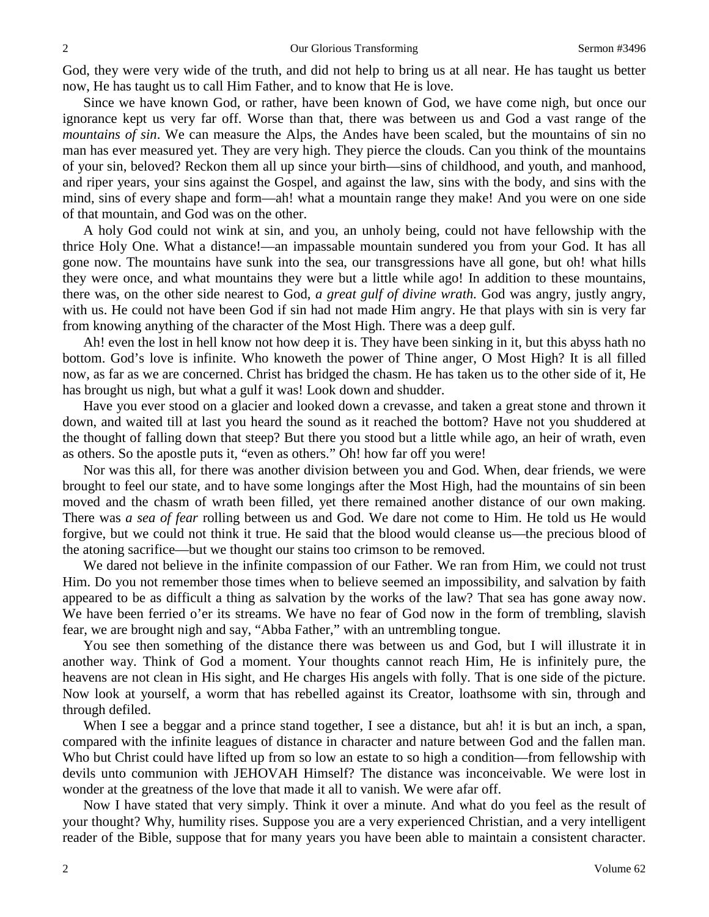God, they were very wide of the truth, and did not help to bring us at all near. He has taught us better now, He has taught us to call Him Father, and to know that He is love.

Since we have known God, or rather, have been known of God, we have come nigh, but once our ignorance kept us very far off. Worse than that, there was between us and God a vast range of the *mountains of sin*. We can measure the Alps, the Andes have been scaled, but the mountains of sin no man has ever measured yet. They are very high. They pierce the clouds. Can you think of the mountains of your sin, beloved? Reckon them all up since your birth—sins of childhood, and youth, and manhood, and riper years, your sins against the Gospel, and against the law, sins with the body, and sins with the mind, sins of every shape and form—ah! what a mountain range they make! And you were on one side of that mountain, and God was on the other.

A holy God could not wink at sin, and you, an unholy being, could not have fellowship with the thrice Holy One. What a distance!—an impassable mountain sundered you from your God. It has all gone now. The mountains have sunk into the sea, our transgressions have all gone, but oh! what hills they were once, and what mountains they were but a little while ago! In addition to these mountains, there was, on the other side nearest to God, *a great gulf of divine wrath.* God was angry, justly angry, with us. He could not have been God if sin had not made Him angry. He that plays with sin is very far from knowing anything of the character of the Most High. There was a deep gulf.

Ah! even the lost in hell know not how deep it is. They have been sinking in it, but this abyss hath no bottom. God's love is infinite. Who knoweth the power of Thine anger, O Most High? It is all filled now, as far as we are concerned. Christ has bridged the chasm. He has taken us to the other side of it, He has brought us nigh, but what a gulf it was! Look down and shudder.

Have you ever stood on a glacier and looked down a crevasse, and taken a great stone and thrown it down, and waited till at last you heard the sound as it reached the bottom? Have not you shuddered at the thought of falling down that steep? But there you stood but a little while ago, an heir of wrath, even as others. So the apostle puts it, "even as others." Oh! how far off you were!

Nor was this all, for there was another division between you and God. When, dear friends, we were brought to feel our state, and to have some longings after the Most High, had the mountains of sin been moved and the chasm of wrath been filled, yet there remained another distance of our own making. There was *a sea of fear* rolling between us and God. We dare not come to Him. He told us He would forgive, but we could not think it true. He said that the blood would cleanse us—the precious blood of the atoning sacrifice—but we thought our stains too crimson to be removed.

We dared not believe in the infinite compassion of our Father. We ran from Him, we could not trust Him. Do you not remember those times when to believe seemed an impossibility, and salvation by faith appeared to be as difficult a thing as salvation by the works of the law? That sea has gone away now. We have been ferried o'er its streams. We have no fear of God now in the form of trembling, slavish fear, we are brought nigh and say, "Abba Father," with an untrembling tongue.

You see then something of the distance there was between us and God, but I will illustrate it in another way. Think of God a moment. Your thoughts cannot reach Him, He is infinitely pure, the heavens are not clean in His sight, and He charges His angels with folly. That is one side of the picture. Now look at yourself, a worm that has rebelled against its Creator, loathsome with sin, through and through defiled.

When I see a beggar and a prince stand together, I see a distance, but ah! it is but an inch, a span, compared with the infinite leagues of distance in character and nature between God and the fallen man. Who but Christ could have lifted up from so low an estate to so high a condition—from fellowship with devils unto communion with JEHOVAH Himself? The distance was inconceivable. We were lost in wonder at the greatness of the love that made it all to vanish. We were afar off.

Now I have stated that very simply. Think it over a minute. And what do you feel as the result of your thought? Why, humility rises. Suppose you are a very experienced Christian, and a very intelligent reader of the Bible, suppose that for many years you have been able to maintain a consistent character.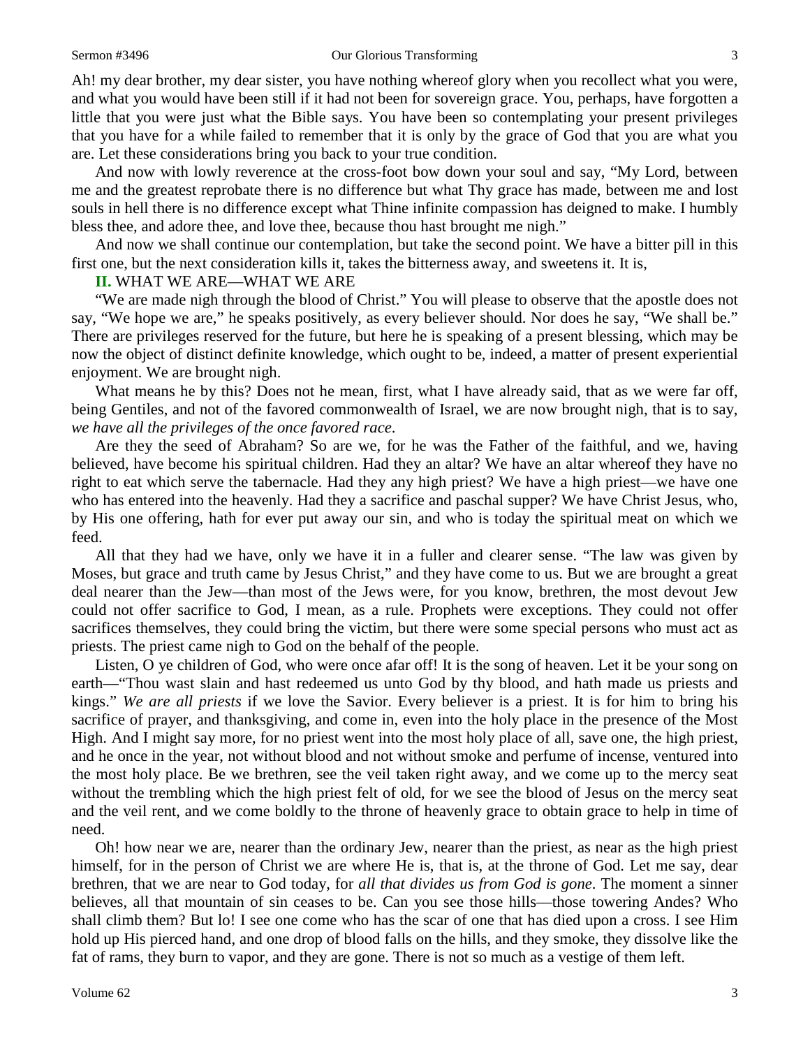Ah! my dear brother, my dear sister, you have nothing whereof glory when you recollect what you were, and what you would have been still if it had not been for sovereign grace. You, perhaps, have forgotten a little that you were just what the Bible says. You have been so contemplating your present privileges that you have for a while failed to remember that it is only by the grace of God that you are what you are. Let these considerations bring you back to your true condition.

And now with lowly reverence at the cross-foot bow down your soul and say, "My Lord, between me and the greatest reprobate there is no difference but what Thy grace has made, between me and lost souls in hell there is no difference except what Thine infinite compassion has deigned to make. I humbly bless thee, and adore thee, and love thee, because thou hast brought me nigh."

And now we shall continue our contemplation, but take the second point. We have a bitter pill in this first one, but the next consideration kills it, takes the bitterness away, and sweetens it. It is,

**II.** WHAT WE ARE—WHAT WE ARE

"We are made nigh through the blood of Christ." You will please to observe that the apostle does not say, "We hope we are," he speaks positively, as every believer should. Nor does he say, "We shall be." There are privileges reserved for the future, but here he is speaking of a present blessing, which may be now the object of distinct definite knowledge, which ought to be, indeed, a matter of present experiential enjoyment. We are brought nigh.

What means he by this? Does not he mean, first, what I have already said, that as we were far off, being Gentiles, and not of the favored commonwealth of Israel, we are now brought nigh, that is to say, *we have all the privileges of the once favored race*.

Are they the seed of Abraham? So are we, for he was the Father of the faithful, and we, having believed, have become his spiritual children. Had they an altar? We have an altar whereof they have no right to eat which serve the tabernacle. Had they any high priest? We have a high priest—we have one who has entered into the heavenly. Had they a sacrifice and paschal supper? We have Christ Jesus, who, by His one offering, hath for ever put away our sin, and who is today the spiritual meat on which we feed.

All that they had we have, only we have it in a fuller and clearer sense. "The law was given by Moses, but grace and truth came by Jesus Christ," and they have come to us. But we are brought a great deal nearer than the Jew—than most of the Jews were, for you know, brethren, the most devout Jew could not offer sacrifice to God, I mean, as a rule. Prophets were exceptions. They could not offer sacrifices themselves, they could bring the victim, but there were some special persons who must act as priests. The priest came nigh to God on the behalf of the people.

Listen, O ye children of God, who were once afar off! It is the song of heaven. Let it be your song on earth—"Thou wast slain and hast redeemed us unto God by thy blood, and hath made us priests and kings." *We are all priests* if we love the Savior. Every believer is a priest. It is for him to bring his sacrifice of prayer, and thanksgiving, and come in, even into the holy place in the presence of the Most High. And I might say more, for no priest went into the most holy place of all, save one, the high priest, and he once in the year, not without blood and not without smoke and perfume of incense, ventured into the most holy place. Be we brethren, see the veil taken right away, and we come up to the mercy seat without the trembling which the high priest felt of old, for we see the blood of Jesus on the mercy seat and the veil rent, and we come boldly to the throne of heavenly grace to obtain grace to help in time of need.

Oh! how near we are, nearer than the ordinary Jew, nearer than the priest, as near as the high priest himself, for in the person of Christ we are where He is, that is, at the throne of God. Let me say, dear brethren, that we are near to God today, for *all that divides us from God is gone*. The moment a sinner believes, all that mountain of sin ceases to be. Can you see those hills—those towering Andes? Who shall climb them? But lo! I see one come who has the scar of one that has died upon a cross. I see Him hold up His pierced hand, and one drop of blood falls on the hills, and they smoke, they dissolve like the fat of rams, they burn to vapor, and they are gone. There is not so much as a vestige of them left.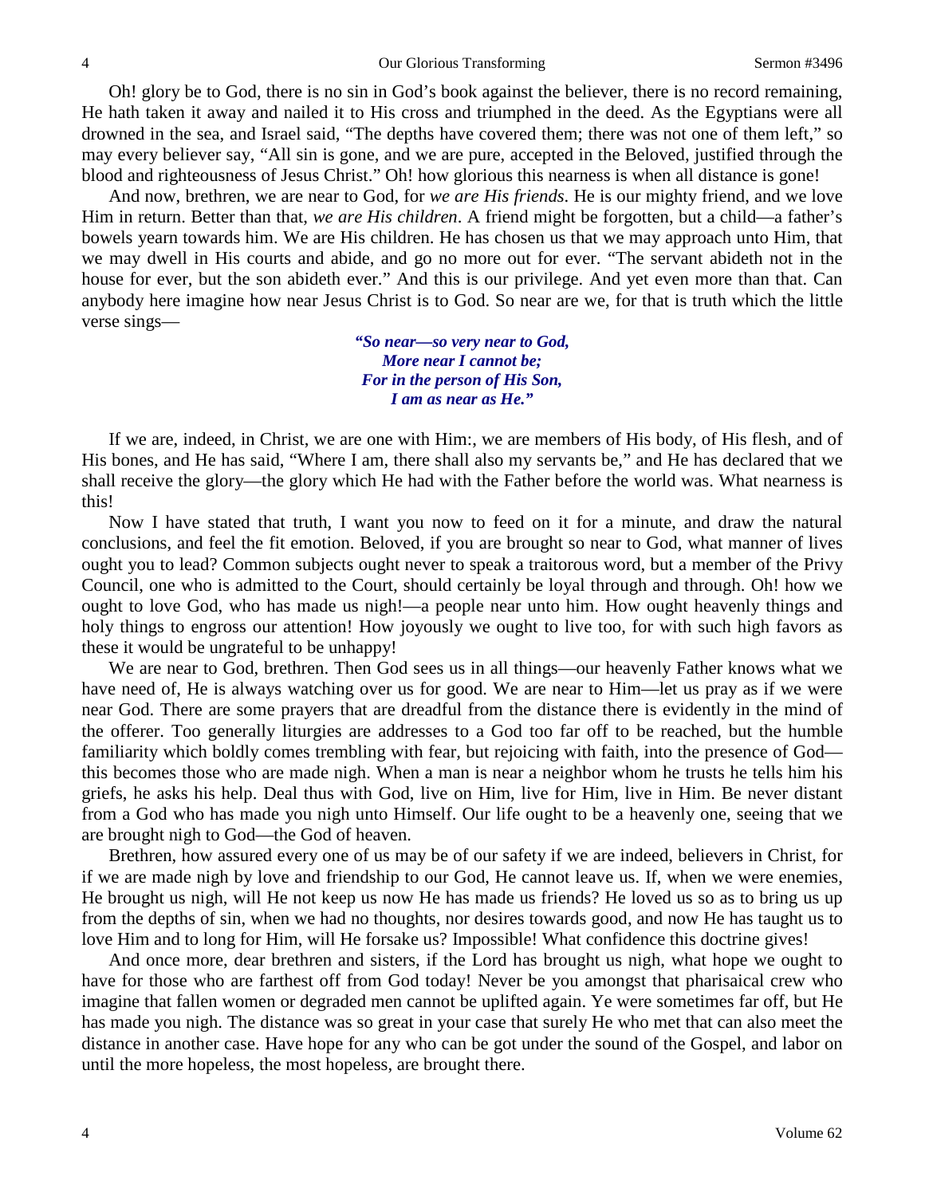Oh! glory be to God, there is no sin in God's book against the believer, there is no record remaining, He hath taken it away and nailed it to His cross and triumphed in the deed. As the Egyptians were all drowned in the sea, and Israel said, "The depths have covered them; there was not one of them left," so may every believer say, "All sin is gone, and we are pure, accepted in the Beloved, justified through the blood and righteousness of Jesus Christ." Oh! how glorious this nearness is when all distance is gone!

And now, brethren, we are near to God, for *we are His friends*. He is our mighty friend, and we love Him in return. Better than that, *we are His children*. A friend might be forgotten, but a child—a father's bowels yearn towards him. We are His children. He has chosen us that we may approach unto Him, that we may dwell in His courts and abide, and go no more out for ever. "The servant abideth not in the house for ever, but the son abideth ever." And this is our privilege. And yet even more than that. Can anybody here imagine how near Jesus Christ is to God. So near are we, for that is truth which the little verse sings—

> ***"So near—so very near to God,***
> ***More near I cannot be;***
> ***For in the person of His Son,***
> ***I am as near as He."***

If we are, indeed, in Christ, we are one with Him:, we are members of His body, of His flesh, and of His bones, and He has said, "Where I am, there shall also my servants be," and He has declared that we shall receive the glory—the glory which He had with the Father before the world was. What nearness is this!

Now I have stated that truth, I want you now to feed on it for a minute, and draw the natural conclusions, and feel the fit emotion. Beloved, if you are brought so near to God, what manner of lives ought you to lead? Common subjects ought never to speak a traitorous word, but a member of the Privy Council, one who is admitted to the Court, should certainly be loyal through and through. Oh! how we ought to love God, who has made us nigh!—a people near unto him. How ought heavenly things and holy things to engross our attention! How joyously we ought to live too, for with such high favors as these it would be ungrateful to be unhappy!

We are near to God, brethren. Then God sees us in all things—our heavenly Father knows what we have need of, He is always watching over us for good. We are near to Him—let us pray as if we were near God. There are some prayers that are dreadful from the distance there is evidently in the mind of the offerer. Too generally liturgies are addresses to a God too far off to be reached, but the humble familiarity which boldly comes trembling with fear, but rejoicing with faith, into the presence of God—this becomes those who are made nigh. When a man is near a neighbor whom he trusts he tells him his griefs, he asks his help. Deal thus with God, live on Him, live for Him, live in Him. Be never distant from a God who has made you nigh unto Himself. Our life ought to be a heavenly one, seeing that we are brought nigh to God—the God of heaven.

Brethren, how assured every one of us may be of our safety if we are indeed, believers in Christ, for if we are made nigh by love and friendship to our God, He cannot leave us. If, when we were enemies, He brought us nigh, will He not keep us now He has made us friends? He loved us so as to bring us up from the depths of sin, when we had no thoughts, nor desires towards good, and now He has taught us to love Him and to long for Him, will He forsake us? Impossible! What confidence this doctrine gives!

And once more, dear brethren and sisters, if the Lord has brought us nigh, what hope we ought to have for those who are farthest off from God today! Never be you amongst that pharisaical crew who imagine that fallen women or degraded men cannot be uplifted again. Ye were sometimes far off, but He has made you nigh. The distance was so great in your case that surely He who met that can also meet the distance in another case. Have hope for any who can be got under the sound of the Gospel, and labor on until the more hopeless, the most hopeless, are brought there.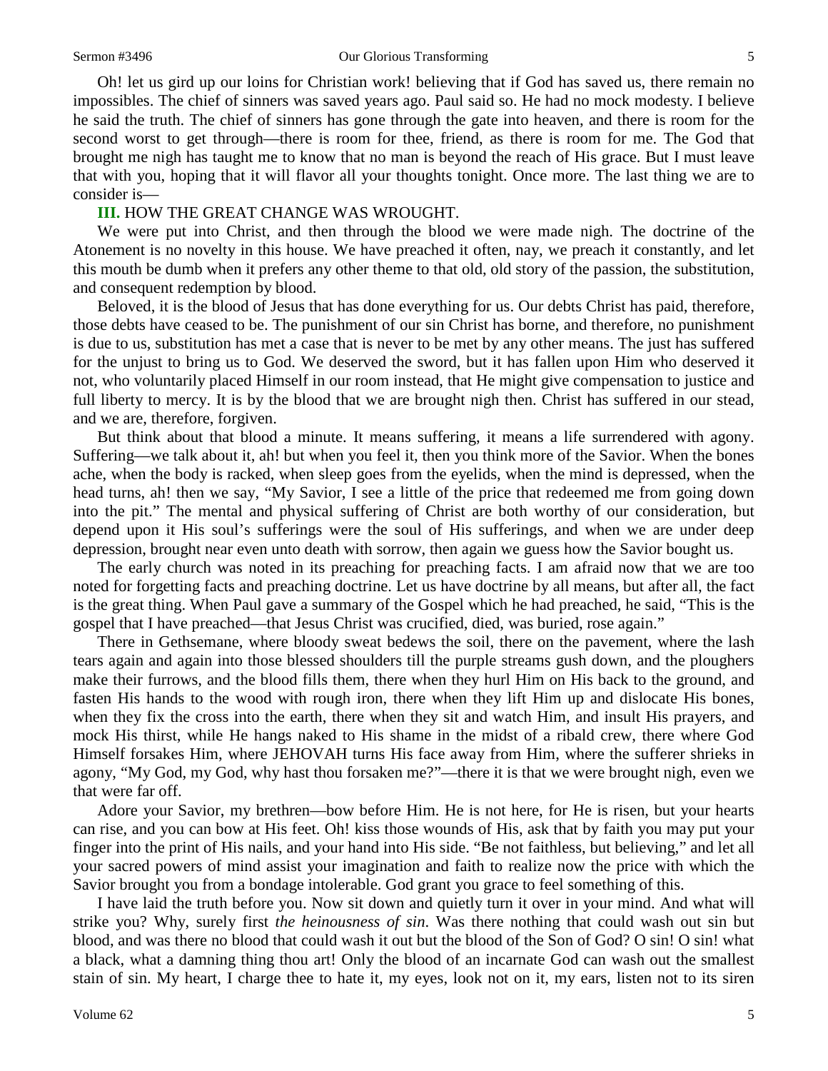Oh! let us gird up our loins for Christian work! believing that if God has saved us, there remain no impossibles. The chief of sinners was saved years ago. Paul said so. He had no mock modesty. I believe he said the truth. The chief of sinners has gone through the gate into heaven, and there is room for the second worst to get through—there is room for thee, friend, as there is room for me. The God that brought me nigh has taught me to know that no man is beyond the reach of His grace. But I must leave that with you, hoping that it will flavor all your thoughts tonight. Once more. The last thing we are to consider is—

### III. HOW THE GREAT CHANGE WAS WROUGHT.

We were put into Christ, and then through the blood we were made nigh. The doctrine of the Atonement is no novelty in this house. We have preached it often, nay, we preach it constantly, and let this mouth be dumb when it prefers any other theme to that old, old story of the passion, the substitution, and consequent redemption by blood.

Beloved, it is the blood of Jesus that has done everything for us. Our debts Christ has paid, therefore, those debts have ceased to be. The punishment of our sin Christ has borne, and therefore, no punishment is due to us, substitution has met a case that is never to be met by any other means. The just has suffered for the unjust to bring us to God. We deserved the sword, but it has fallen upon Him who deserved it not, who voluntarily placed Himself in our room instead, that He might give compensation to justice and full liberty to mercy. It is by the blood that we are brought nigh then. Christ has suffered in our stead, and we are, therefore, forgiven.

But think about that blood a minute. It means suffering, it means a life surrendered with agony. Suffering—we talk about it, ah! but when you feel it, then you think more of the Savior. When the bones ache, when the body is racked, when sleep goes from the eyelids, when the mind is depressed, when the head turns, ah! then we say, "My Savior, I see a little of the price that redeemed me from going down into the pit." The mental and physical suffering of Christ are both worthy of our consideration, but depend upon it His soul's sufferings were the soul of His sufferings, and when we are under deep depression, brought near even unto death with sorrow, then again we guess how the Savior bought us.

The early church was noted in its preaching for preaching facts. I am afraid now that we are too noted for forgetting facts and preaching doctrine. Let us have doctrine by all means, but after all, the fact is the great thing. When Paul gave a summary of the Gospel which he had preached, he said, "This is the gospel that I have preached—that Jesus Christ was crucified, died, was buried, rose again."

There in Gethsemane, where bloody sweat bedews the soil, there on the pavement, where the lash tears again and again into those blessed shoulders till the purple streams gush down, and the ploughers make their furrows, and the blood fills them, there when they hurl Him on His back to the ground, and fasten His hands to the wood with rough iron, there when they lift Him up and dislocate His bones, when they fix the cross into the earth, there when they sit and watch Him, and insult His prayers, and mock His thirst, while He hangs naked to His shame in the midst of a ribald crew, there where God Himself forsakes Him, where JEHOVAH turns His face away from Him, where the sufferer shrieks in agony, "My God, my God, why hast thou forsaken me?"—there it is that we were brought nigh, even we that were far off.

Adore your Savior, my brethren—bow before Him. He is not here, for He is risen, but your hearts can rise, and you can bow at His feet. Oh! kiss those wounds of His, ask that by faith you may put your finger into the print of His nails, and your hand into His side. "Be not faithless, but believing," and let all your sacred powers of mind assist your imagination and faith to realize now the price with which the Savior brought you from a bondage intolerable. God grant you grace to feel something of this.

I have laid the truth before you. Now sit down and quietly turn it over in your mind. And what will strike you? Why, surely first *the heinousness of sin*. Was there nothing that could wash out sin but blood, and was there no blood that could wash it out but the blood of the Son of God? O sin! O sin! what a black, what a damning thing thou art! Only the blood of an incarnate God can wash out the smallest stain of sin. My heart, I charge thee to hate it, my eyes, look not on it, my ears, listen not to its siren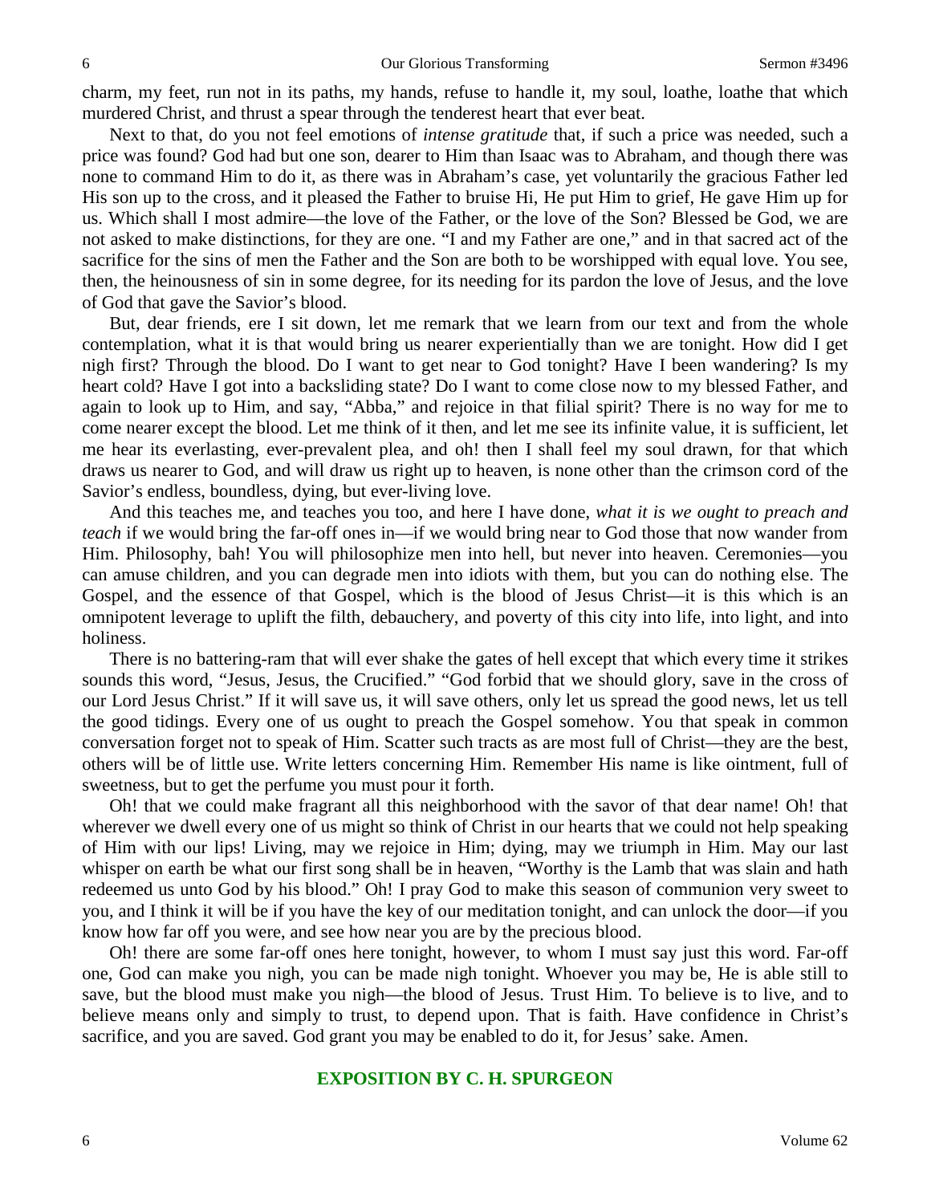charm, my feet, run not in its paths, my hands, refuse to handle it, my soul, loathe, loathe that which murdered Christ, and thrust a spear through the tenderest heart that ever beat.

Next to that, do you not feel emotions of *intense gratitude* that, if such a price was needed, such a price was found? God had but one son, dearer to Him than Isaac was to Abraham, and though there was none to command Him to do it, as there was in Abraham's case, yet voluntarily the gracious Father led His son up to the cross, and it pleased the Father to bruise Hi, He put Him to grief, He gave Him up for us. Which shall I most admire—the love of the Father, or the love of the Son? Blessed be God, we are not asked to make distinctions, for they are one. "I and my Father are one," and in that sacred act of the sacrifice for the sins of men the Father and the Son are both to be worshipped with equal love. You see, then, the heinousness of sin in some degree, for its needing for its pardon the love of Jesus, and the love of God that gave the Savior's blood.

But, dear friends, ere I sit down, let me remark that we learn from our text and from the whole contemplation, what it is that would bring us nearer experientially than we are tonight. How did I get nigh first? Through the blood. Do I want to get near to God tonight? Have I been wandering? Is my heart cold? Have I got into a backsliding state? Do I want to come close now to my blessed Father, and again to look up to Him, and say, "Abba," and rejoice in that filial spirit? There is no way for me to come nearer except the blood. Let me think of it then, and let me see its infinite value, it is sufficient, let me hear its everlasting, ever-prevalent plea, and oh! then I shall feel my soul drawn, for that which draws us nearer to God, and will draw us right up to heaven, is none other than the crimson cord of the Savior's endless, boundless, dying, but ever-living love.

And this teaches me, and teaches you too, and here I have done, *what it is we ought to preach and teach* if we would bring the far-off ones in—if we would bring near to God those that now wander from Him. Philosophy, bah! You will philosophize men into hell, but never into heaven. Ceremonies—you can amuse children, and you can degrade men into idiots with them, but you can do nothing else. The Gospel, and the essence of that Gospel, which is the blood of Jesus Christ—it is this which is an omnipotent leverage to uplift the filth, debauchery, and poverty of this city into life, into light, and into holiness.

There is no battering-ram that will ever shake the gates of hell except that which every time it strikes sounds this word, "Jesus, Jesus, the Crucified." "God forbid that we should glory, save in the cross of our Lord Jesus Christ." If it will save us, it will save others, only let us spread the good news, let us tell the good tidings. Every one of us ought to preach the Gospel somehow. You that speak in common conversation forget not to speak of Him. Scatter such tracts as are most full of Christ—they are the best, others will be of little use. Write letters concerning Him. Remember His name is like ointment, full of sweetness, but to get the perfume you must pour it forth.

Oh! that we could make fragrant all this neighborhood with the savor of that dear name! Oh! that wherever we dwell every one of us might so think of Christ in our hearts that we could not help speaking of Him with our lips! Living, may we rejoice in Him; dying, may we triumph in Him. May our last whisper on earth be what our first song shall be in heaven, "Worthy is the Lamb that was slain and hath redeemed us unto God by his blood." Oh! I pray God to make this season of communion very sweet to you, and I think it will be if you have the key of our meditation tonight, and can unlock the door—if you know how far off you were, and see how near you are by the precious blood.

Oh! there are some far-off ones here tonight, however, to whom I must say just this word. Far-off one, God can make you nigh, you can be made nigh tonight. Whoever you may be, He is able still to save, but the blood must make you nigh—the blood of Jesus. Trust Him. To believe is to live, and to believe means only and simply to trust, to depend upon. That is faith. Have confidence in Christ's sacrifice, and you are saved. God grant you may be enabled to do it, for Jesus' sake. Amen.

## EXPOSITION BY C. H. SPURGEON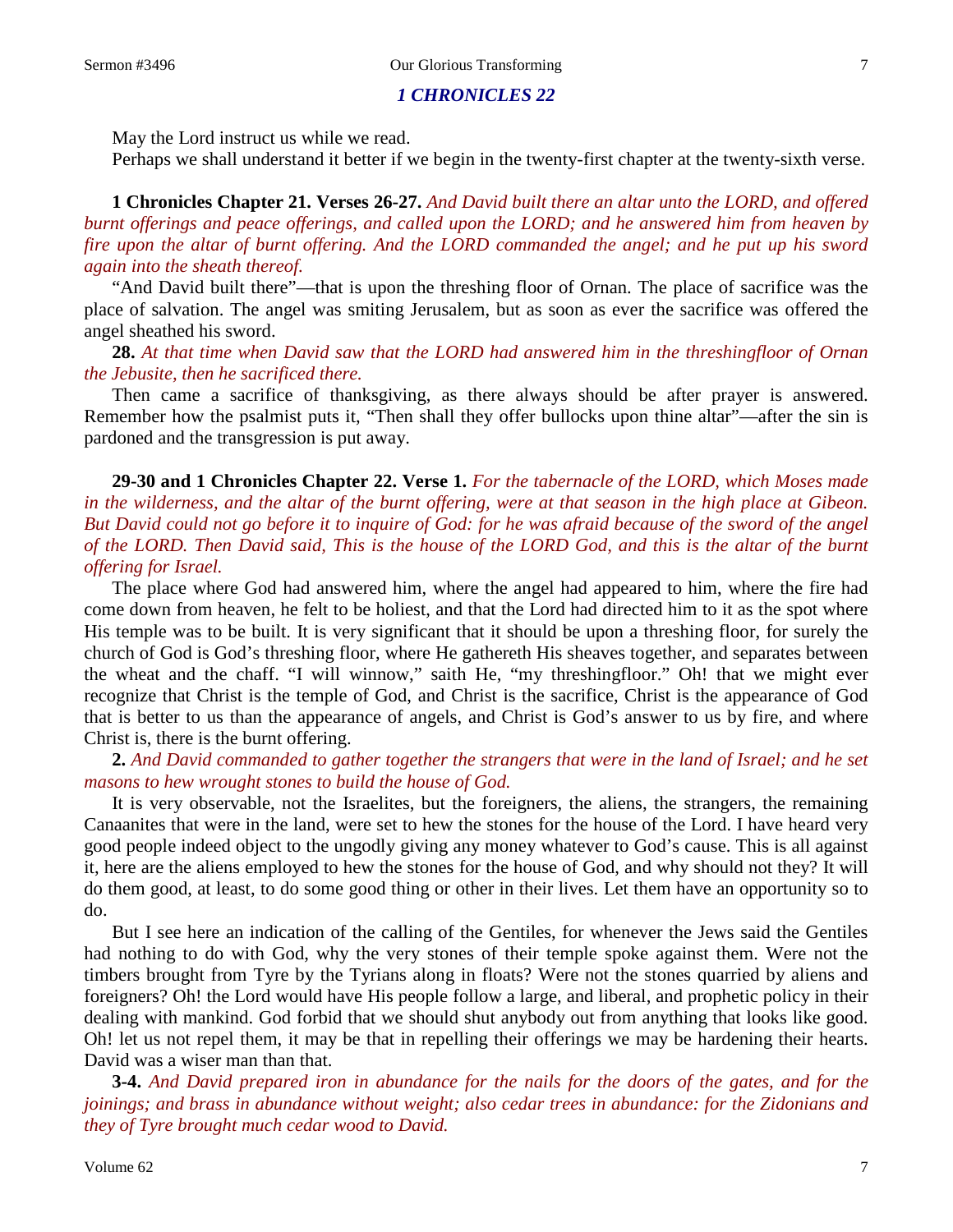## *1 CHRONICLES 22*

May the Lord instruct us while we read.

Perhaps we shall understand it better if we begin in the twenty-first chapter at the twenty-sixth verse.

**1 Chronicles Chapter 21. Verses 26-27.** *And David built there an altar unto the LORD, and offered burnt offerings and peace offerings, and called upon the LORD; and he answered him from heaven by fire upon the altar of burnt offering. And the LORD commanded the angel; and he put up his sword again into the sheath thereof.*

"And David built there"—that is upon the threshing floor of Ornan. The place of sacrifice was the place of salvation. The angel was smiting Jerusalem, but as soon as ever the sacrifice was offered the angel sheathed his sword.

**28.** *At that time when David saw that the LORD had answered him in the threshingfloor of Ornan the Jebusite, then he sacrificed there.*

Then came a sacrifice of thanksgiving, as there always should be after prayer is answered. Remember how the psalmist puts it, "Then shall they offer bullocks upon thine altar"—after the sin is pardoned and the transgression is put away.

**29-30 and 1 Chronicles Chapter 22. Verse 1.** *For the tabernacle of the LORD, which Moses made in the wilderness, and the altar of the burnt offering, were at that season in the high place at Gibeon. But David could not go before it to inquire of God: for he was afraid because of the sword of the angel of the LORD. Then David said, This is the house of the LORD God, and this is the altar of the burnt offering for Israel.*

The place where God had answered him, where the angel had appeared to him, where the fire had come down from heaven, he felt to be holiest, and that the Lord had directed him to it as the spot where His temple was to be built. It is very significant that it should be upon a threshing floor, for surely the church of God is God's threshing floor, where He gathereth His sheaves together, and separates between the wheat and the chaff. "I will winnow," saith He, "my threshingfloor." Oh! that we might ever recognize that Christ is the temple of God, and Christ is the sacrifice, Christ is the appearance of God that is better to us than the appearance of angels, and Christ is God's answer to us by fire, and where Christ is, there is the burnt offering.

**2.** *And David commanded to gather together the strangers that were in the land of Israel; and he set masons to hew wrought stones to build the house of God.*

It is very observable, not the Israelites, but the foreigners, the aliens, the strangers, the remaining Canaanites that were in the land, were set to hew the stones for the house of the Lord. I have heard very good people indeed object to the ungodly giving any money whatever to God's cause. This is all against it, here are the aliens employed to hew the stones for the house of God, and why should not they? It will do them good, at least, to do some good thing or other in their lives. Let them have an opportunity so to do.

But I see here an indication of the calling of the Gentiles, for whenever the Jews said the Gentiles had nothing to do with God, why the very stones of their temple spoke against them. Were not the timbers brought from Tyre by the Tyrians along in floats? Were not the stones quarried by aliens and foreigners? Oh! the Lord would have His people follow a large, and liberal, and prophetic policy in their dealing with mankind. God forbid that we should shut anybody out from anything that looks like good. Oh! let us not repel them, it may be that in repelling their offerings we may be hardening their hearts. David was a wiser man than that.

**3-4.** *And David prepared iron in abundance for the nails for the doors of the gates, and for the joinings; and brass in abundance without weight; also cedar trees in abundance: for the Zidonians and they of Tyre brought much cedar wood to David.*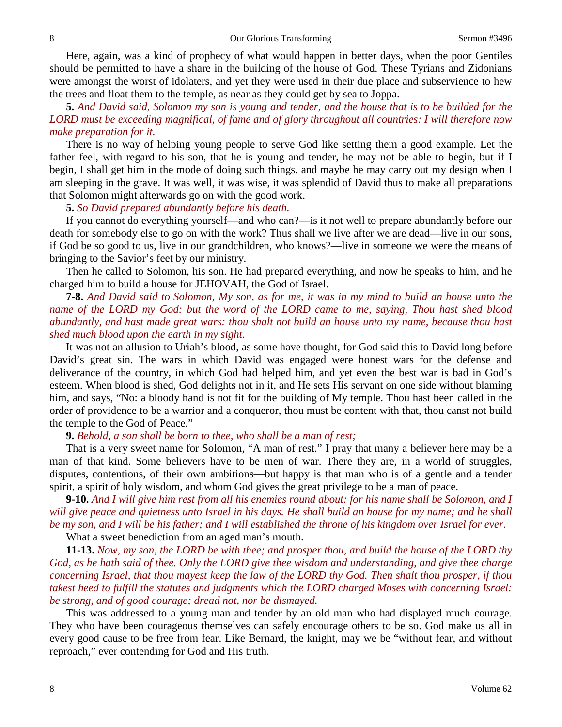Here, again, was a kind of prophecy of what would happen in better days, when the poor Gentiles should be permitted to have a share in the building of the house of God. These Tyrians and Zidonians were amongst the worst of idolaters, and yet they were used in their due place and subservience to hew the trees and float them to the temple, as near as they could get by sea to Joppa.

**5.** *And David said, Solomon my son is young and tender, and the house that is to be builded for the LORD must be exceeding magnifical, of fame and of glory throughout all countries: I will therefore now make preparation for it.*

There is no way of helping young people to serve God like setting them a good example. Let the father feel, with regard to his son, that he is young and tender, he may not be able to begin, but if I begin, I shall get him in the mode of doing such things, and maybe he may carry out my design when I am sleeping in the grave. It was well, it was wise, it was splendid of David thus to make all preparations that Solomon might afterwards go on with the good work.

**5.** *So David prepared abundantly before his death.*

If you cannot do everything yourself—and who can?—is it not well to prepare abundantly before our death for somebody else to go on with the work? Thus shall we live after we are dead—live in our sons, if God be so good to us, live in our grandchildren, who knows?—live in someone we were the means of bringing to the Savior's feet by our ministry.

Then he called to Solomon, his son. He had prepared everything, and now he speaks to him, and he charged him to build a house for JEHOVAH, the God of Israel.

**7-8.** *And David said to Solomon, My son, as for me, it was in my mind to build an house unto the name of the LORD my God: but the word of the LORD came to me, saying, Thou hast shed blood abundantly, and hast made great wars: thou shalt not build an house unto my name, because thou hast shed much blood upon the earth in my sight.*

It was not an allusion to Uriah's blood, as some have thought, for God said this to David long before David's great sin. The wars in which David was engaged were honest wars for the defense and deliverance of the country, in which God had helped him, and yet even the best war is bad in God's esteem. When blood is shed, God delights not in it, and He sets His servant on one side without blaming him, and says, "No: a bloody hand is not fit for the building of My temple. Thou hast been called in the order of providence to be a warrior and a conqueror, thou must be content with that, thou canst not build the temple to the God of Peace."

**9.** *Behold, a son shall be born to thee, who shall be a man of rest;*

That is a very sweet name for Solomon, "A man of rest." I pray that many a believer here may be a man of that kind. Some believers have to be men of war. There they are, in a world of struggles, disputes, contentions, of their own ambitions—but happy is that man who is of a gentle and a tender spirit, a spirit of holy wisdom, and whom God gives the great privilege to be a man of peace.

**9-10.** *And I will give him rest from all his enemies round about: for his name shall be Solomon, and I will give peace and quietness unto Israel in his days. He shall build an house for my name; and he shall be my son, and I will be his father; and I will established the throne of his kingdom over Israel for ever.*

What a sweet benediction from an aged man's mouth.

**11-13.** *Now, my son, the LORD be with thee; and prosper thou, and build the house of the LORD thy God, as he hath said of thee. Only the LORD give thee wisdom and understanding, and give thee charge concerning Israel, that thou mayest keep the law of the LORD thy God. Then shalt thou prosper, if thou takest heed to fulfill the statutes and judgments which the LORD charged Moses with concerning Israel: be strong, and of good courage; dread not, nor be dismayed.*

This was addressed to a young man and tender by an old man who had displayed much courage. They who have been courageous themselves can safely encourage others to be so. God make us all in every good cause to be free from fear. Like Bernard, the knight, may we be "without fear, and without reproach," ever contending for God and His truth.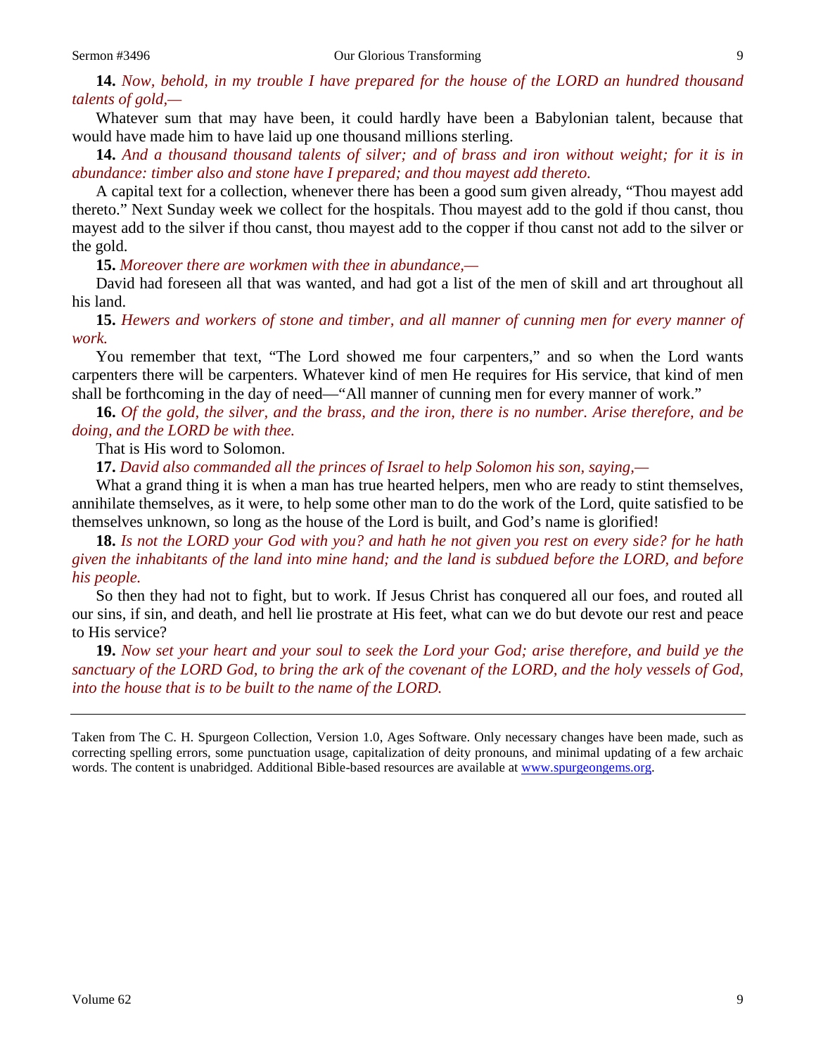**14.** *Now, behold, in my trouble I have prepared for the house of the LORD an hundred thousand talents of gold,—*

Whatever sum that may have been, it could hardly have been a Babylonian talent, because that would have made him to have laid up one thousand millions sterling.

**14.** *And a thousand thousand talents of silver; and of brass and iron without weight; for it is in abundance: timber also and stone have I prepared; and thou mayest add thereto.*

A capital text for a collection, whenever there has been a good sum given already, "Thou mayest add thereto." Next Sunday week we collect for the hospitals. Thou mayest add to the gold if thou canst, thou mayest add to the silver if thou canst, thou mayest add to the copper if thou canst not add to the silver or the gold.

**15.** *Moreover there are workmen with thee in abundance,—*

David had foreseen all that was wanted, and had got a list of the men of skill and art throughout all his land.

**15.** *Hewers and workers of stone and timber, and all manner of cunning men for every manner of work.*

You remember that text, "The Lord showed me four carpenters," and so when the Lord wants carpenters there will be carpenters. Whatever kind of men He requires for His service, that kind of men shall be forthcoming in the day of need—"All manner of cunning men for every manner of work."

**16.** *Of the gold, the silver, and the brass, and the iron, there is no number. Arise therefore, and be doing, and the LORD be with thee.*

That is His word to Solomon.

**17.** *David also commanded all the princes of Israel to help Solomon his son, saying,—*

What a grand thing it is when a man has true hearted helpers, men who are ready to stint themselves, annihilate themselves, as it were, to help some other man to do the work of the Lord, quite satisfied to be themselves unknown, so long as the house of the Lord is built, and God's name is glorified!

**18.** *Is not the LORD your God with you? and hath he not given you rest on every side? for he hath given the inhabitants of the land into mine hand; and the land is subdued before the LORD, and before his people.*

So then they had not to fight, but to work. If Jesus Christ has conquered all our foes, and routed all our sins, if sin, and death, and hell lie prostrate at His feet, what can we do but devote our rest and peace to His service?

**19.** *Now set your heart and your soul to seek the Lord your God; arise therefore, and build ye the sanctuary of the LORD God, to bring the ark of the covenant of the LORD, and the holy vessels of God, into the house that is to be built to the name of the LORD.*

---

Taken from The C. H. Spurgeon Collection, Version 1.0, Ages Software. Only necessary changes have been made, such as correcting spelling errors, some punctuation usage, capitalization of deity pronouns, and minimal updating of a few archaic words. The content is unabridged. Additional Bible-based resources are available at [www.spurgeongems.org](http://www.spurgeongems.org).